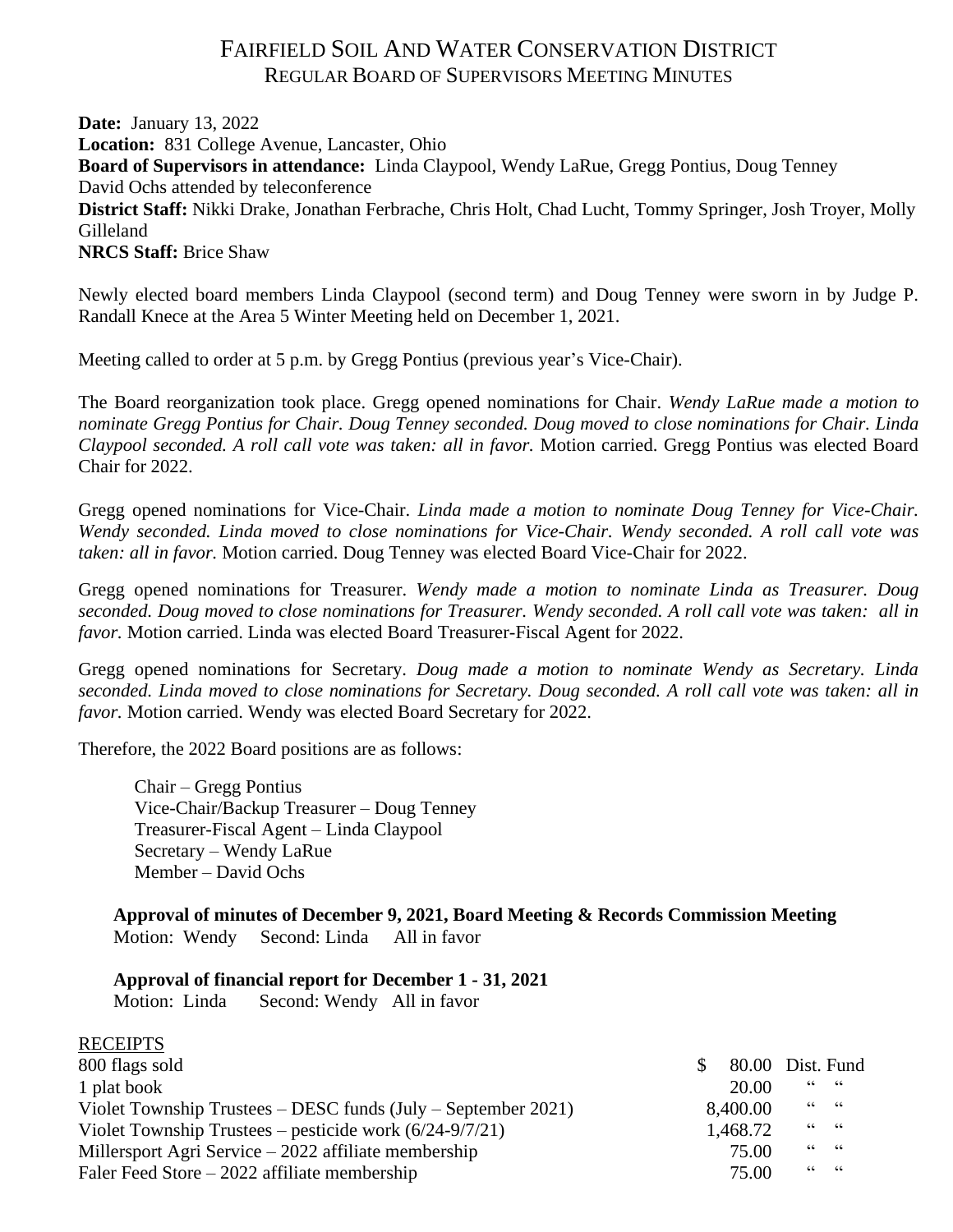# FAIRFIELD SOIL AND WATER CONSERVATION DISTRICT
## REGULAR BOARD OF SUPERVISORS MEETING MINUTES

**Date:** January 13, 2022
**Location:** 831 College Avenue, Lancaster, Ohio
**Board of Supervisors in attendance:** Linda Claypool, Wendy LaRue, Gregg Pontius, Doug Tenney
David Ochs attended by teleconference
**District Staff:** Nikki Drake, Jonathan Ferbrache, Chris Holt, Chad Lucht, Tommy Springer, Josh Troyer, Molly Gilleland
**NRCS Staff:** Brice Shaw

Newly elected board members Linda Claypool (second term) and Doug Tenney were sworn in by Judge P. Randall Knece at the Area 5 Winter Meeting held on December 1, 2021.

Meeting called to order at 5 p.m. by Gregg Pontius (previous year's Vice-Chair).

The Board reorganization took place. Gregg opened nominations for Chair. *Wendy LaRue made a motion to nominate Gregg Pontius for Chair. Doug Tenney seconded. Doug moved to close nominations for Chair. Linda Claypool seconded. A roll call vote was taken: all in favor.* Motion carried. Gregg Pontius was elected Board Chair for 2022.

Gregg opened nominations for Vice-Chair. *Linda made a motion to nominate Doug Tenney for Vice-Chair. Wendy seconded. Linda moved to close nominations for Vice-Chair. Wendy seconded. A roll call vote was taken: all in favor.* Motion carried. Doug Tenney was elected Board Vice-Chair for 2022.

Gregg opened nominations for Treasurer. *Wendy made a motion to nominate Linda as Treasurer. Doug seconded. Doug moved to close nominations for Treasurer. Wendy seconded. A roll call vote was taken: all in favor.* Motion carried. Linda was elected Board Treasurer-Fiscal Agent for 2022.

Gregg opened nominations for Secretary. *Doug made a motion to nominate Wendy as Secretary. Linda seconded. Linda moved to close nominations for Secretary. Doug seconded. A roll call vote was taken: all in favor.* Motion carried. Wendy was elected Board Secretary for 2022.

Therefore, the 2022 Board positions are as follows:

Chair – Gregg Pontius
Vice-Chair/Backup Treasurer – Doug Tenney
Treasurer-Fiscal Agent – Linda Claypool
Secretary – Wendy LaRue
Member – David Ochs

**Approval of minutes of December 9, 2021, Board Meeting & Records Commission Meeting**
Motion: Wendy Second: Linda All in favor

**Approval of financial report for December 1 - 31, 2021**
Motion: Linda Second: Wendy All in favor

RECEIPTS

| | | |
|---|---|---|
| 800 flags sold | $ 80.00 | Dist. Fund |
| 1 plat book | 20.00 | " " |
| Violet Township Trustees – DESC funds (July – September 2021) | 8,400.00 | " " |
| Violet Township Trustees – pesticide work (6/24-9/7/21) | 1,468.72 | " " |
| Millersport Agri Service – 2022 affiliate membership | 75.00 | " " |
| Faler Feed Store – 2022 affiliate membership | 75.00 | " " |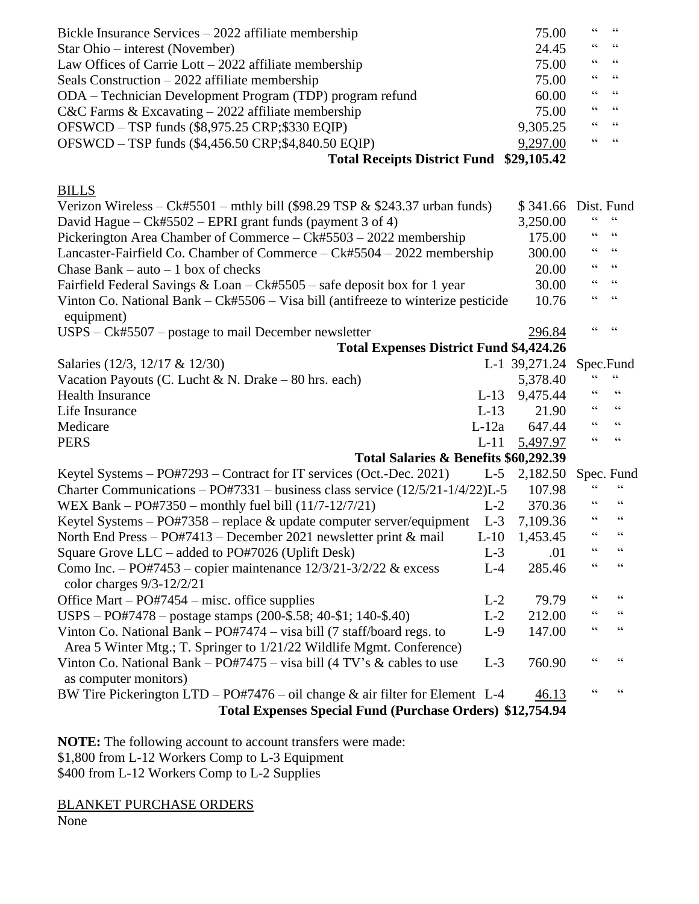| | | | |
|---|---|---|---|
| Bickle Insurance Services – 2022 affiliate membership | | 75.00 | “ “ |
| Star Ohio – interest (November) | | 24.45 | “ “ |
| Law Offices of Carrie Lott – 2022 affiliate membership | | 75.00 | “ “ |
| Seals Construction – 2022 affiliate membership | | 75.00 | “ “ |
| ODA – Technician Development Program (TDP) program refund | | 60.00 | “ “ |
| C&C Farms & Excavating – 2022 affiliate membership | | 75.00 | “ “ |
| OFSWCD – TSP funds ($8,975.25 CRP;$330 EQIP) | | 9,305.25 | “ “ |
| OFSWCD – TSP funds ($4,456.50 CRP;$4,840.50 EQIP) | | 9,297.00 | “ “ |
| **Total Receipts District Fund** | | **$29,105.42** | |

BILLS

| | | | |
|---|---|---|---|
| Verizon Wireless – Ck#5501 – mthly bill ($98.29 TSP & $243.37 urban funds) | | $ 341.66 | Dist. Fund |
| David Hague – Ck#5502 – EPRI grant funds (payment 3 of 4) | | 3,250.00 | “ “ |
| Pickerington Area Chamber of Commerce – Ck#5503 – 2022 membership | | 175.00 | “ “ |
| Lancaster-Fairfield Co. Chamber of Commerce – Ck#5504 – 2022 membership | | 300.00 | “ “ |
| Chase Bank – auto – 1 box of checks | | 20.00 | “ “ |
| Fairfield Federal Savings & Loan – Ck#5505 – safe deposit box for 1 year | | 30.00 | “ “ |
| Vinton Co. National Bank – Ck#5506 – Visa bill (antifreeze to winterize pesticide equipment) | | 10.76 | “ “ |
| USPS – Ck#5507 – postage to mail December newsletter | | 296.84 | “ “ |
| **Total Expenses District Fund** | | **$4,424.26** | |
| Salaries (12/3, 12/17 & 12/30) | L-1 | 39,271.24 | Spec.Fund |
| Vacation Payouts (C. Lucht & N. Drake – 80 hrs. each) | | 5,378.40 | “ “ |
| Health Insurance | L-13 | 9,475.44 | “ “ |
| Life Insurance | L-13 | 21.90 | “ “ |
| Medicare | L-12a | 647.44 | “ “ |
| PERS | L-11 | 5,497.97 | “ “ |
| **Total Salaries & Benefits** | | **$60,292.39** | |
| Keytel Systems – PO#7293 – Contract for IT services (Oct.-Dec. 2021) | L-5 | 2,182.50 | Spec. Fund |
| Charter Communications – PO#7331 – business class service (12/5/21-1/4/22) | L-5 | 107.98 | “ “ |
| WEX Bank – PO#7350 – monthly fuel bill (11/7-12/7/21) | L-2 | 370.36 | “ “ |
| Keytel Systems – PO#7358 – replace & update computer server/equipment | L-3 | 7,109.36 | “ “ |
| North End Press – PO#7413 – December 2021 newsletter print & mail | L-10 | 1,453.45 | “ “ |
| Square Grove LLC – added to PO#7026 (Uplift Desk) | L-3 | .01 | “ “ |
| Como Inc. – PO#7453 – copier maintenance 12/3/21-3/2/22 & excess color charges 9/3-12/2/21 | L-4 | 285.46 | “ “ |
| Office Mart – PO#7454 – misc. office supplies | L-2 | 79.79 | “ “ |
| USPS – PO#7478 – postage stamps (200-$.58; 40-$1; 140-$.40) | L-2 | 212.00 | “ “ |
| Vinton Co. National Bank – PO#7474 – visa bill (7 staff/board regs. to Area 5 Winter Mtg.; T. Springer to 1/21/22 Wildlife Mgmt. Conference) | L-9 | 147.00 | “ “ |
| Vinton Co. National Bank – PO#7475 – visa bill (4 TV's & cables to use as computer monitors) | L-3 | 760.90 | “ “ |
| BW Tire Pickerington LTD – PO#7476 – oil change & air filter for Element | L-4 | 46.13 | “ “ |
| **Total Expenses Special Fund (Purchase Orders)** | | **$12,754.94** | |

**NOTE:** The following account to account transfers were made:
$1,800 from L-12 Workers Comp to L-3 Equipment
$400 from L-12 Workers Comp to L-2 Supplies

BLANKET PURCHASE ORDERS

None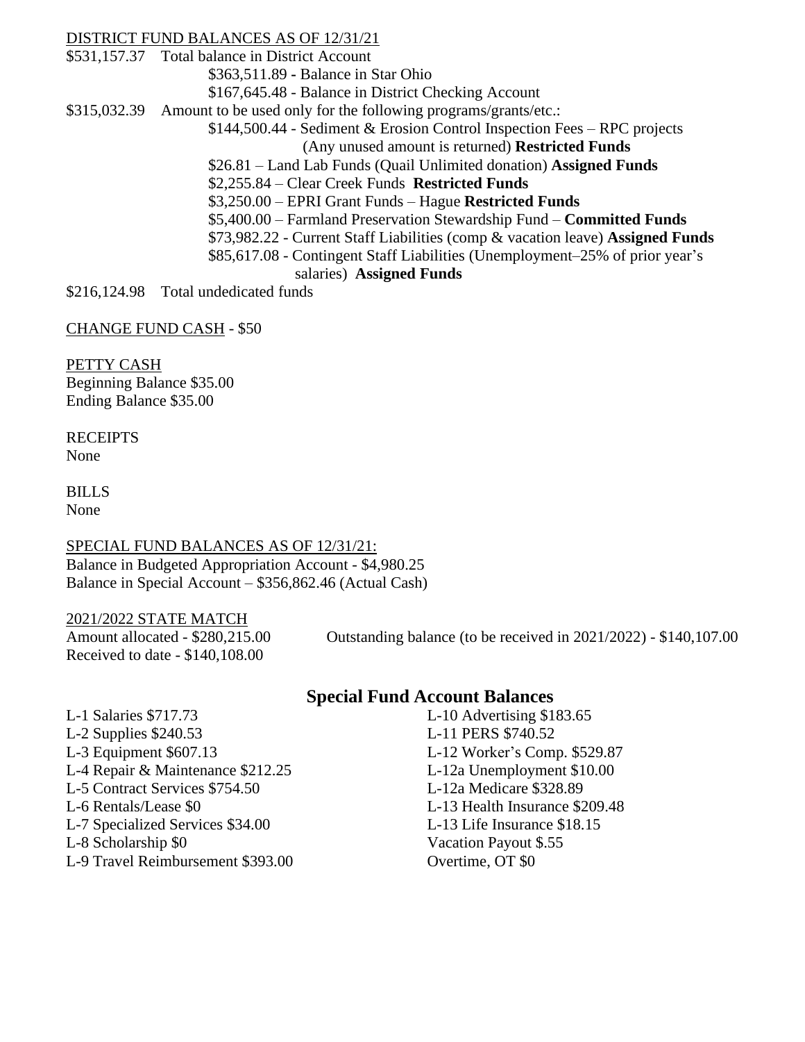DISTRICT FUND BALANCES AS OF 12/31/21

$531,157.37 Total balance in District Account

- $363,511.89 - Balance in Star Ohio
- $167,645.48 - Balance in District Checking Account

$315,032.39 Amount to be used only for the following programs/grants/etc.:

- $144,500.44 - Sediment & Erosion Control Inspection Fees – RPC projects (Any unused amount is returned) **Restricted Funds**
- $26.81 – Land Lab Funds (Quail Unlimited donation) **Assigned Funds**
- $2,255.84 – Clear Creek Funds **Restricted Funds**
- $3,250.00 – EPRI Grant Funds – Hague **Restricted Funds**
- $5,400.00 – Farmland Preservation Stewardship Fund – **Committed Funds**
- $73,982.22 - Current Staff Liabilities (comp & vacation leave) **Assigned Funds**
- $85,617.08 - Contingent Staff Liabilities (Unemployment–25% of prior year's salaries) **Assigned Funds**

$216,124.98 Total undedicated funds

CHANGE FUND CASH - $50

PETTY CASH
Beginning Balance $35.00
Ending Balance $35.00

RECEIPTS
None

BILLS
None

SPECIAL FUND BALANCES AS OF 12/31/21:
Balance in Budgeted Appropriation Account - $4,980.25
Balance in Special Account – $356,862.46 (Actual Cash)

2021/2022 STATE MATCH
Amount allocated - $280,215.00
Received to date - $140,108.00
Outstanding balance (to be received in 2021/2022) - $140,107.00

## Special Fund Account Balances

L-1 Salaries $717.73
L-2 Supplies $240.53
L-3 Equipment $607.13
L-4 Repair & Maintenance $212.25
L-5 Contract Services $754.50
L-6 Rentals/Lease $0
L-7 Specialized Services $34.00
L-8 Scholarship $0
L-9 Travel Reimbursement $393.00
L-10 Advertising $183.65
L-11 PERS $740.52
L-12 Worker's Comp. $529.87
L-12a Unemployment $10.00
L-12a Medicare $328.89
L-13 Health Insurance $209.48
L-13 Life Insurance $18.15
Vacation Payout $.55
Overtime, OT $0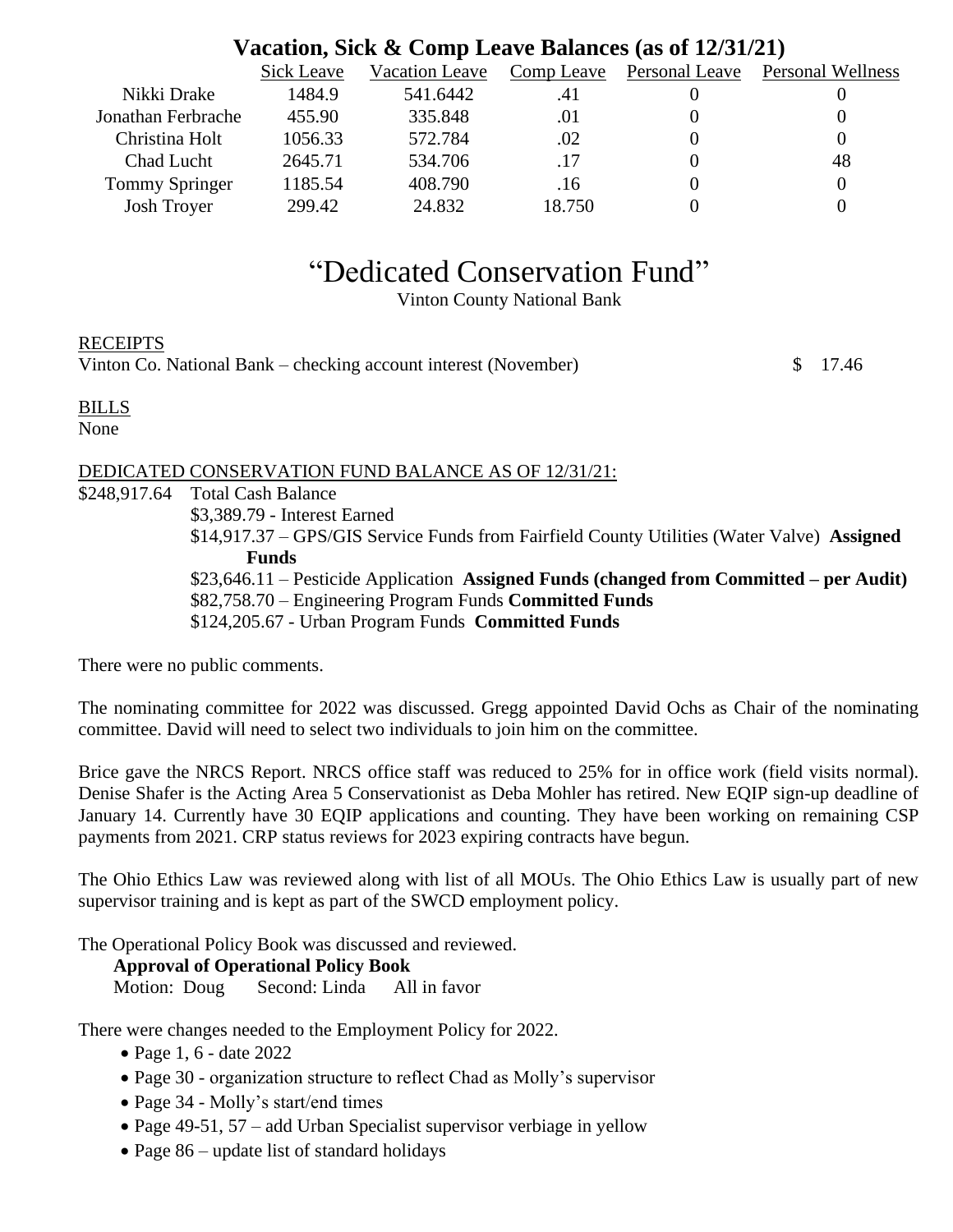## Vacation, Sick & Comp Leave Balances (as of 12/31/21)

| | Sick Leave | Vacation Leave | Comp Leave | Personal Leave | Personal Wellness |
|---|---|---|---|---|---|
| Nikki Drake | 1484.9 | 541.6442 | .41 | 0 | 0 |
| Jonathan Ferbrache | 455.90 | 335.848 | .01 | 0 | 0 |
| Christina Holt | 1056.33 | 572.784 | .02 | 0 | 0 |
| Chad Lucht | 2645.71 | 534.706 | .17 | 0 | 48 |
| Tommy Springer | 1185.54 | 408.790 | .16 | 0 | 0 |
| Josh Troyer | 299.42 | 24.832 | 18.750 | 0 | 0 |

# "Dedicated Conservation Fund"

Vinton County National Bank

RECEIPTS

Vinton Co. National Bank – checking account interest (November) $ 17.46

BILLS

None

DEDICATED CONSERVATION FUND BALANCE AS OF 12/31/21:

$248,917.64 Total Cash Balance

- $3,389.79 - Interest Earned
- $14,917.37 – GPS/GIS Service Funds from Fairfield County Utilities (Water Valve) **Assigned Funds**
- $23,646.11 – Pesticide Application **Assigned Funds (changed from Committed – per Audit)**
- $82,758.70 – Engineering Program Funds **Committed Funds**
- $124,205.67 - Urban Program Funds **Committed Funds**

There were no public comments.

The nominating committee for 2022 was discussed. Gregg appointed David Ochs as Chair of the nominating committee. David will need to select two individuals to join him on the committee.

Brice gave the NRCS Report. NRCS office staff was reduced to 25% for in office work (field visits normal). Denise Shafer is the Acting Area 5 Conservationist as Deba Mohler has retired. New EQIP sign-up deadline of January 14. Currently have 30 EQIP applications and counting. They have been working on remaining CSP payments from 2021. CRP status reviews for 2023 expiring contracts have begun.

The Ohio Ethics Law was reviewed along with list of all MOUs. The Ohio Ethics Law is usually part of new supervisor training and is kept as part of the SWCD employment policy.

The Operational Policy Book was discussed and reviewed.

**Approval of Operational Policy Book**
Motion: Doug Second: Linda All in favor

There were changes needed to the Employment Policy for 2022.

- Page 1, 6 - date 2022
- Page 30 - organization structure to reflect Chad as Molly's supervisor
- Page 34 - Molly's start/end times
- Page 49-51, 57 – add Urban Specialist supervisor verbiage in yellow
- Page 86 – update list of standard holidays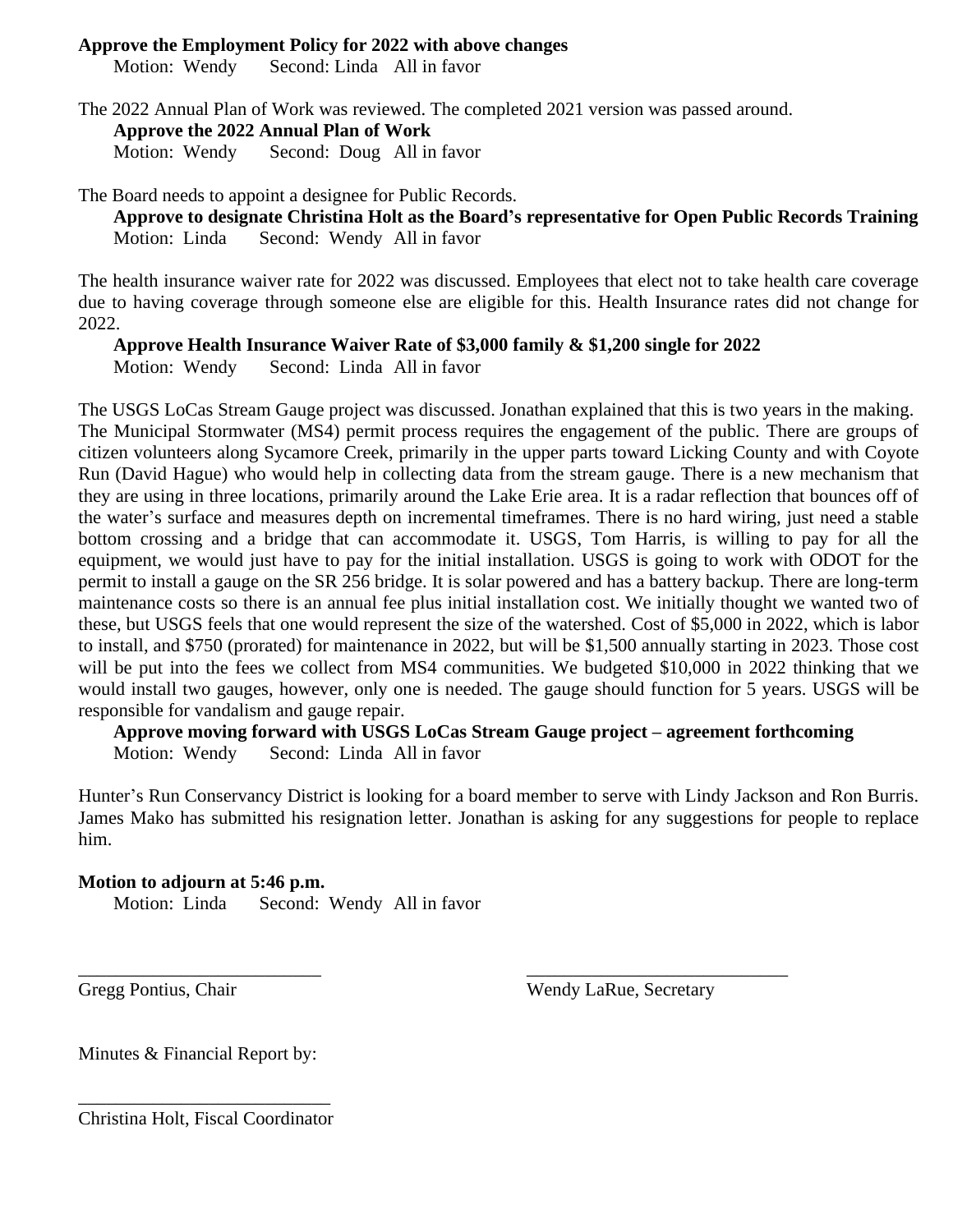**Approve the Employment Policy for 2022 with above changes**
Motion: Wendy Second: Linda All in favor

The 2022 Annual Plan of Work was reviewed. The completed 2021 version was passed around.

**Approve the 2022 Annual Plan of Work**
Motion: Wendy Second: Doug All in favor

The Board needs to appoint a designee for Public Records.

**Approve to designate Christina Holt as the Board's representative for Open Public Records Training**
Motion: Linda Second: Wendy All in favor

The health insurance waiver rate for 2022 was discussed. Employees that elect not to take health care coverage due to having coverage through someone else are eligible for this. Health Insurance rates did not change for 2022.

**Approve Health Insurance Waiver Rate of $3,000 family & $1,200 single for 2022**
Motion: Wendy Second: Linda All in favor

The USGS LoCas Stream Gauge project was discussed. Jonathan explained that this is two years in the making. The Municipal Stormwater (MS4) permit process requires the engagement of the public. There are groups of citizen volunteers along Sycamore Creek, primarily in the upper parts toward Licking County and with Coyote Run (David Hague) who would help in collecting data from the stream gauge. There is a new mechanism that they are using in three locations, primarily around the Lake Erie area. It is a radar reflection that bounces off of the water's surface and measures depth on incremental timeframes. There is no hard wiring, just need a stable bottom crossing and a bridge that can accommodate it. USGS, Tom Harris, is willing to pay for all the equipment, we would just have to pay for the initial installation. USGS is going to work with ODOT for the permit to install a gauge on the SR 256 bridge. It is solar powered and has a battery backup. There are long-term maintenance costs so there is an annual fee plus initial installation cost. We initially thought we wanted two of these, but USGS feels that one would represent the size of the watershed. Cost of $5,000 in 2022, which is labor to install, and $750 (prorated) for maintenance in 2022, but will be $1,500 annually starting in 2023. Those cost will be put into the fees we collect from MS4 communities. We budgeted $10,000 in 2022 thinking that we would install two gauges, however, only one is needed. The gauge should function for 5 years. USGS will be responsible for vandalism and gauge repair.

**Approve moving forward with USGS LoCas Stream Gauge project – agreement forthcoming**
Motion: Wendy Second: Linda All in favor

Hunter's Run Conservancy District is looking for a board member to serve with Lindy Jackson and Ron Burris. James Mako has submitted his resignation letter. Jonathan is asking for any suggestions for people to replace him.

**Motion to adjourn at 5:46 p.m.**
Motion: Linda Second: Wendy All in favor

\_\_\_\_\_\_\_\_\_\_\_\_\_\_\_\_\_\_\_\_\_\_\_\_\_\_
Gregg Pontius, Chair

\_\_\_\_\_\_\_\_\_\_\_\_\_\_\_\_\_\_\_\_\_\_\_\_\_\_
Wendy LaRue, Secretary

Minutes & Financial Report by:

\_\_\_\_\_\_\_\_\_\_\_\_\_\_\_\_\_\_\_\_\_\_\_\_\_\_
Christina Holt, Fiscal Coordinator